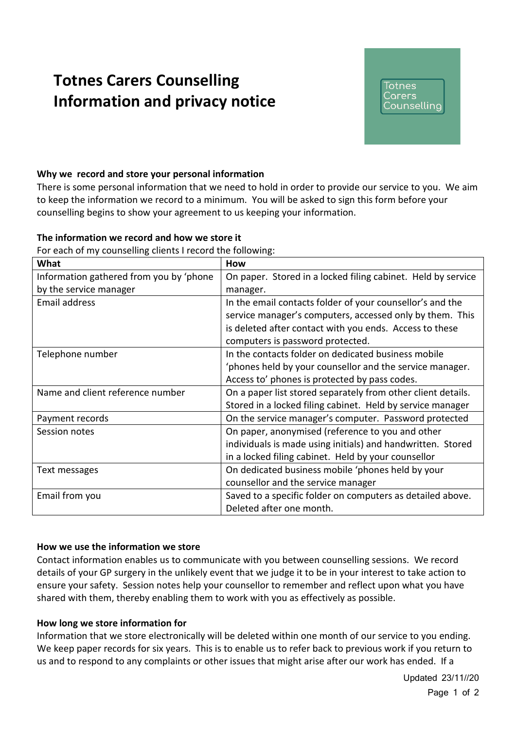# Totnes Carers Counselling
# Information and privacy notice

Totnes Carers Counselling

### Why we record and store your personal information

There is some personal information that we need to hold in order to provide our service to you. We aim to keep the information we record to a minimum. You will be asked to sign this form before your counselling begins to show your agreement to us keeping your information.

### The information we record and how we store it

For each of my counselling clients I record the following:

| What | How |
|---|---|
| Information gathered from you by 'phone by the service manager | On paper. Stored in a locked filing cabinet. Held by service manager. |
| Email address | In the email contacts folder of your counsellor's and the service manager's computers, accessed only by them. This is deleted after contact with you ends. Access to these computers is password protected. |
| Telephone number | In the contacts folder on dedicated business mobile 'phones held by your counsellor and the service manager. Access to' phones is protected by pass codes. |
| Name and client reference number | On a paper list stored separately from other client details. Stored in a locked filing cabinet. Held by service manager |
| Payment records | On the service manager's computer. Password protected |
| Session notes | On paper, anonymised (reference to you and other individuals is made using initials) and handwritten. Stored in a locked filing cabinet. Held by your counsellor |
| Text messages | On dedicated business mobile 'phones held by your counsellor and the service manager |
| Email from you | Saved to a specific folder on computers as detailed above. Deleted after one month. |

### How we use the information we store

Contact information enables us to communicate with you between counselling sessions. We record details of your GP surgery in the unlikely event that we judge it to be in your interest to take action to ensure your safety. Session notes help your counsellor to remember and reflect upon what you have shared with them, thereby enabling them to work with you as effectively as possible.

### How long we store information for

Information that we store electronically will be deleted within one month of our service to you ending. We keep paper records for six years. This is to enable us to refer back to previous work if you return to us and to respond to any complaints or other issues that might arise after our work has ended. If a

Updated 23/11//20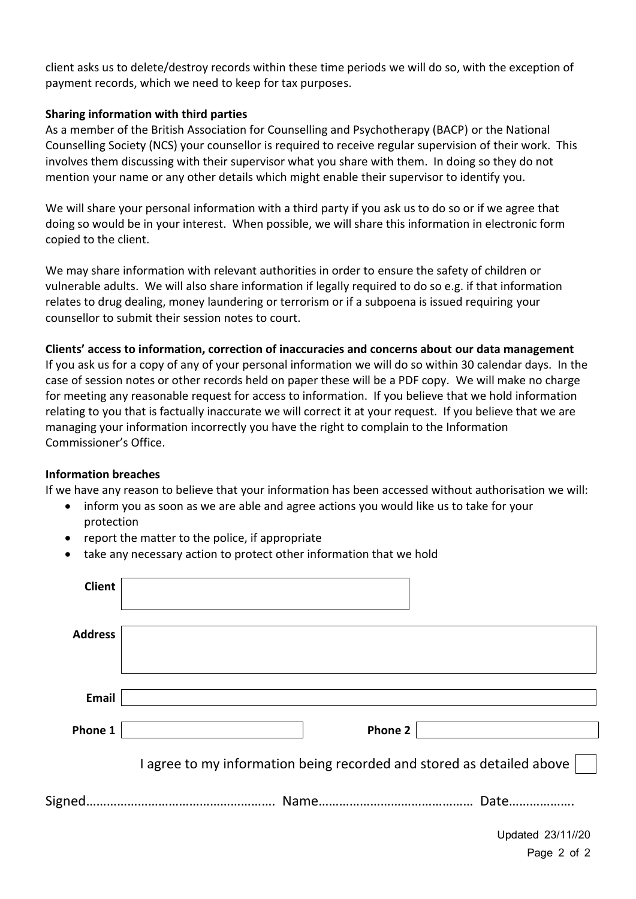client asks us to delete/destroy records within these time periods we will do so, with the exception of payment records, which we need to keep for tax purposes.

**Sharing information with third parties**

As a member of the British Association for Counselling and Psychotherapy (BACP) or the National Counselling Society (NCS) your counsellor is required to receive regular supervision of their work. This involves them discussing with their supervisor what you share with them. In doing so they do not mention your name or any other details which might enable their supervisor to identify you.

We will share your personal information with a third party if you ask us to do so or if we agree that doing so would be in your interest. When possible, we will share this information in electronic form copied to the client.

We may share information with relevant authorities in order to ensure the safety of children or vulnerable adults. We will also share information if legally required to do so e.g. if that information relates to drug dealing, money laundering or terrorism or if a subpoena is issued requiring your counsellor to submit their session notes to court.

**Clients' access to information, correction of inaccuracies and concerns about our data management**

If you ask us for a copy of any of your personal information we will do so within 30 calendar days. In the case of session notes or other records held on paper these will be a PDF copy. We will make no charge for meeting any reasonable request for access to information. If you believe that we hold information relating to you that is factually inaccurate we will correct it at your request. If you believe that we are managing your information incorrectly you have the right to complain to the Information Commissioner's Office.

**Information breaches**

If we have any reason to believe that your information has been accessed without authorisation we will:

- inform you as soon as we are able and agree actions you would like us to take for your protection
- report the matter to the police, if appropriate
- take any necessary action to protect other information that we hold

| | | | |
|---|---|---|---|
| **Client** | | | |
| **Address** | | | |
| **Email** | | | |
| **Phone 1** | | **Phone 2** | |

I agree to my information being recorded and stored as detailed above ☐

Signed……………………………………………… Name…………………………………… Date……………….

Updated 23/11//20